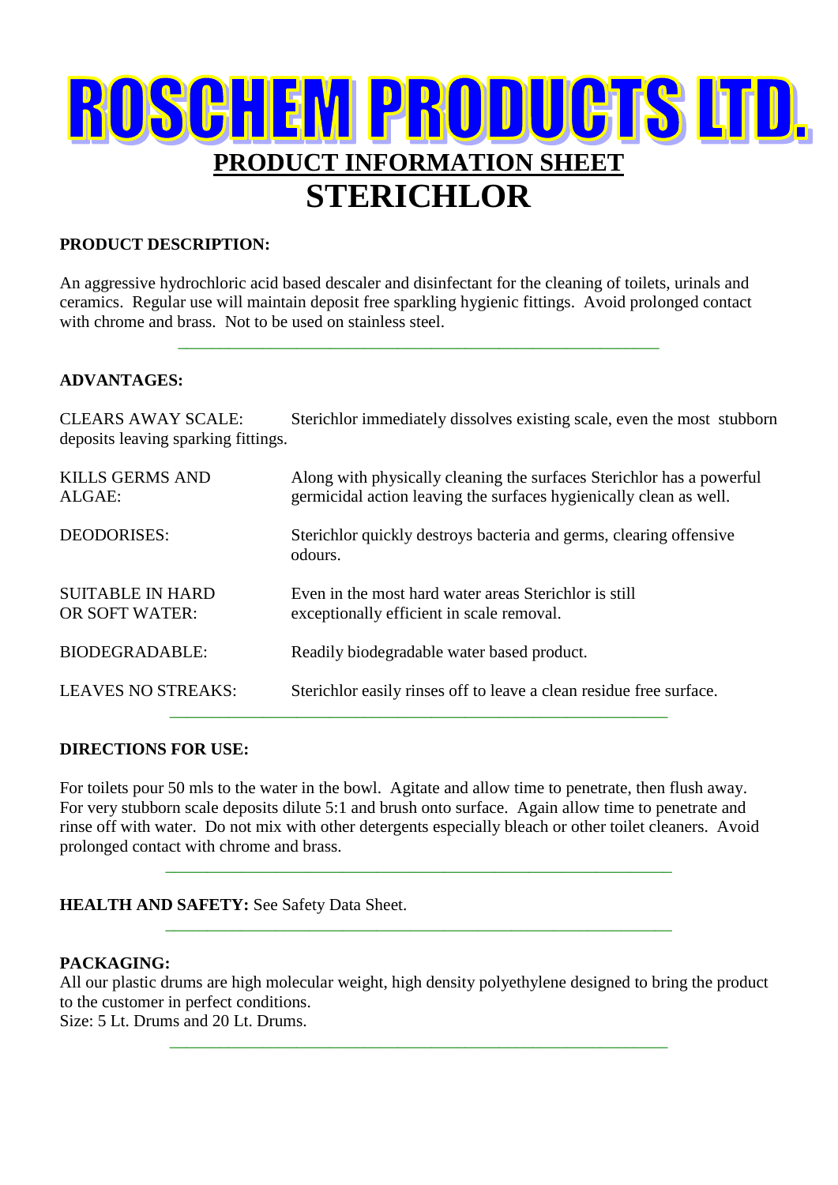# ROSCHEM PRODUCTS LTD.

## PRODUCT INFORMATION SHEET

# STERICHLOR

**PRODUCT DESCRIPTION:**

An aggressive hydrochloric acid based descaler and disinfectant for the cleaning of toilets, urinals and ceramics. Regular use will maintain deposit free sparkling hygienic fittings. Avoid prolonged contact with chrome and brass. Not to be used on stainless steel.

---

**ADVANTAGES:**

CLEARS AWAY SCALE: Sterichlor immediately dissolves existing scale, even the most stubborn deposits leaving sparking fittings.

| | |
|---|---|
| KILLS GERMS AND ALGAE: | Along with physically cleaning the surfaces Sterichlor has a powerful germicidal action leaving the surfaces hygienically clean as well. |
| DEODORISES: | Sterichlor quickly destroys bacteria and germs, clearing offensive odours. |
| SUITABLE IN HARD OR SOFT WATER: | Even in the most hard water areas Sterichlor is still exceptionally efficient in scale removal. |
| BIODEGRADABLE: | Readily biodegradable water based product. |
| LEAVES NO STREAKS: | Sterichlor easily rinses off to leave a clean residue free surface. |

---

**DIRECTIONS FOR USE:**

For toilets pour 50 mls to the water in the bowl. Agitate and allow time to penetrate, then flush away. For very stubborn scale deposits dilute 5:1 and brush onto surface. Again allow time to penetrate and rinse off with water. Do not mix with other detergents especially bleach or other toilet cleaners. Avoid prolonged contact with chrome and brass.

---

**HEALTH AND SAFETY:** See Safety Data Sheet.

---

**PACKAGING:**
All our plastic drums are high molecular weight, high density polyethylene designed to bring the product to the customer in perfect conditions.
Size: 5 Lt. Drums and 20 Lt. Drums.

---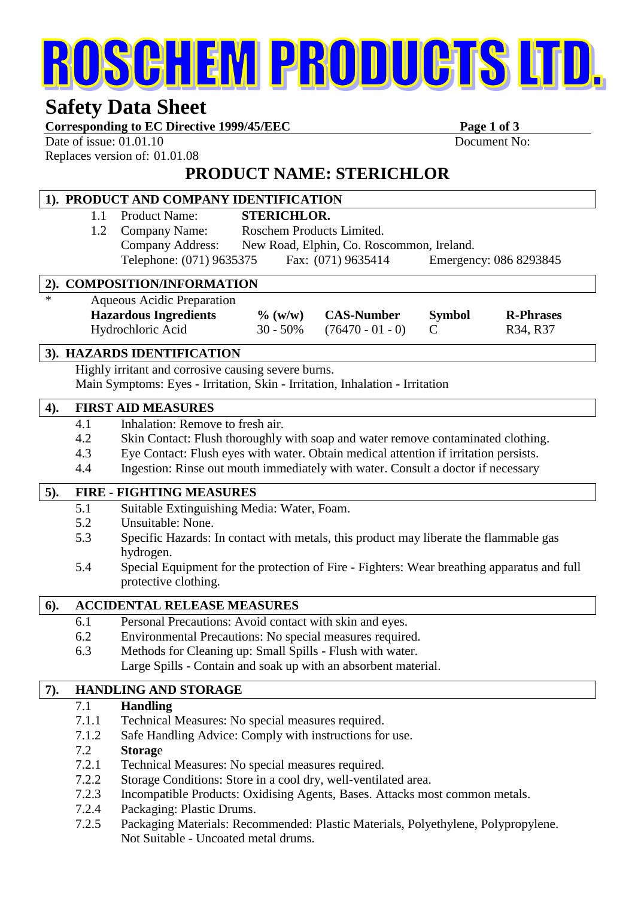# ROSCHEM PRODUCTS LTD.

## Safety Data Sheet

**Corresponding to EC Directive 1999/45/EEC**

Date of issue: 01.01.10 Document No:

Replaces version of: 01.01.08

## PRODUCT NAME: STERICHLOR

### 1). PRODUCT AND COMPANY IDENTIFICATION

1.1 Product Name: **STERICHLOR.**

1.2 Company Name: Roschem Products Limited.

Company Address: New Road, Elphin, Co. Roscommon, Ireland.

Telephone: (071) 9635375 Fax: (071) 9635414 Emergency: 086 8293845

### 2). COMPOSITION/INFORMATION

\* Aqueous Acidic Preparation

| Hazardous Ingredients | % (w/w) | CAS-Number | Symbol | R-Phrases |
|---|---|---|---|---|
| Hydrochloric Acid | 30 - 50% | (76470 - 01 - 0) | C | R34, R37 |

### 3). HAZARDS IDENTIFICATION

Highly irritant and corrosive causing severe burns.

Main Symptoms: Eyes - Irritation, Skin - Irritation, Inhalation - Irritation

### 4). FIRST AID MEASURES

4.1 Inhalation: Remove to fresh air.

4.2 Skin Contact: Flush thoroughly with soap and water remove contaminated clothing.

4.3 Eye Contact: Flush eyes with water. Obtain medical attention if irritation persists.

4.4 Ingestion: Rinse out mouth immediately with water. Consult a doctor if necessary

### 5). FIRE - FIGHTING MEASURES

5.1 Suitable Extinguishing Media: Water, Foam.

5.2 Unsuitable: None.

5.3 Specific Hazards: In contact with metals, this product may liberate the flammable gas hydrogen.

5.4 Special Equipment for the protection of Fire - Fighters: Wear breathing apparatus and full protective clothing.

### 6). ACCIDENTAL RELEASE MEASURES

6.1 Personal Precautions: Avoid contact with skin and eyes.

6.2 Environmental Precautions: No special measures required.

6.3 Methods for Cleaning up: Small Spills - Flush with water.
Large Spills - Contain and soak up with an absorbent material.

### 7). HANDLING AND STORAGE

7.1 **Handling**

7.1.1 Technical Measures: No special measures required.

7.1.2 Safe Handling Advice: Comply with instructions for use.

7.2 **Storage**

7.2.1 Technical Measures: No special measures required.

7.2.2 Storage Conditions: Store in a cool dry, well-ventilated area.

7.2.3 Incompatible Products: Oxidising Agents, Bases. Attacks most common metals.

7.2.4 Packaging: Plastic Drums.

7.2.5 Packaging Materials: Recommended: Plastic Materials, Polyethylene, Polypropylene.
Not Suitable - Uncoated metal drums.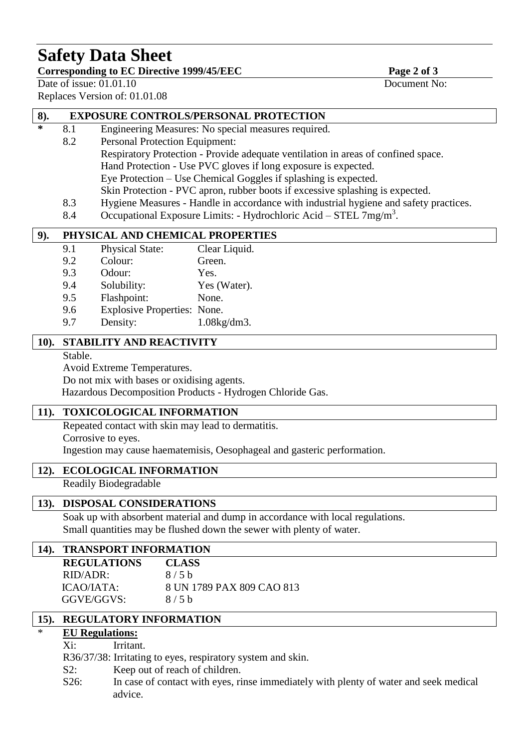# Safety Data Sheet

**Corresponding to EC Directive 1999/45/EEC**

Date of issue: 01.01.10 Document No:

Replaces Version of: 01.01.08

## 8). EXPOSURE CONTROLS/PERSONAL PROTECTION

\* 8.1 Engineering Measures: No special measures required.

8.2 Personal Protection Equipment:
Respiratory Protection - Provide adequate ventilation in areas of confined space.
Hand Protection - Use PVC gloves if long exposure is expected.
Eye Protection – Use Chemical Goggles if splashing is expected.
Skin Protection - PVC apron, rubber boots if excessive splashing is expected.

8.3 Hygiene Measures - Handle in accordance with industrial hygiene and safety practices.

8.4 Occupational Exposure Limits: - Hydrochloric Acid – STEL 7mg/m$^3$.

## 9). PHYSICAL AND CHEMICAL PROPERTIES

| | | |
|---|---|---|
| 9.1 | Physical State: | Clear Liquid. |
| 9.2 | Colour: | Green. |
| 9.3 | Odour: | Yes. |
| 9.4 | Solubility: | Yes (Water). |
| 9.5 | Flashpoint: | None. |
| 9.6 | Explosive Properties: | None. |
| 9.7 | Density: | 1.08kg/dm3. |

## 10). STABILITY AND REACTIVITY

Stable.
Avoid Extreme Temperatures.
Do not mix with bases or oxidising agents.
Hazardous Decomposition Products - Hydrogen Chloride Gas.

## 11). TOXICOLOGICAL INFORMATION

Repeated contact with skin may lead to dermatitis.
Corrosive to eyes.
Ingestion may cause haematemisis, Oesophageal and gasteric performation.

## 12). ECOLOGICAL INFORMATION

Readily Biodegradable

## 13). DISPOSAL CONSIDERATIONS

Soak up with absorbent material and dump in accordance with local regulations.
Small quantities may be flushed down the sewer with plenty of water.

## 14). TRANSPORT INFORMATION

| REGULATIONS | CLASS |
|---|---|
| RID/ADR: | 8 / 5 b |
| ICAO/IATA: | 8 UN 1789 PAX 809 CAO 813 |
| GGVE/GGVS: | 8 / 5 b |

## 15). REGULATORY INFORMATION

\* **EU Regulations:**

Xi: Irritant.

R36/37/38: Irritating to eyes, respiratory system and skin.

S2: Keep out of reach of children.

S26: In case of contact with eyes, rinse immediately with plenty of water and seek medical advice.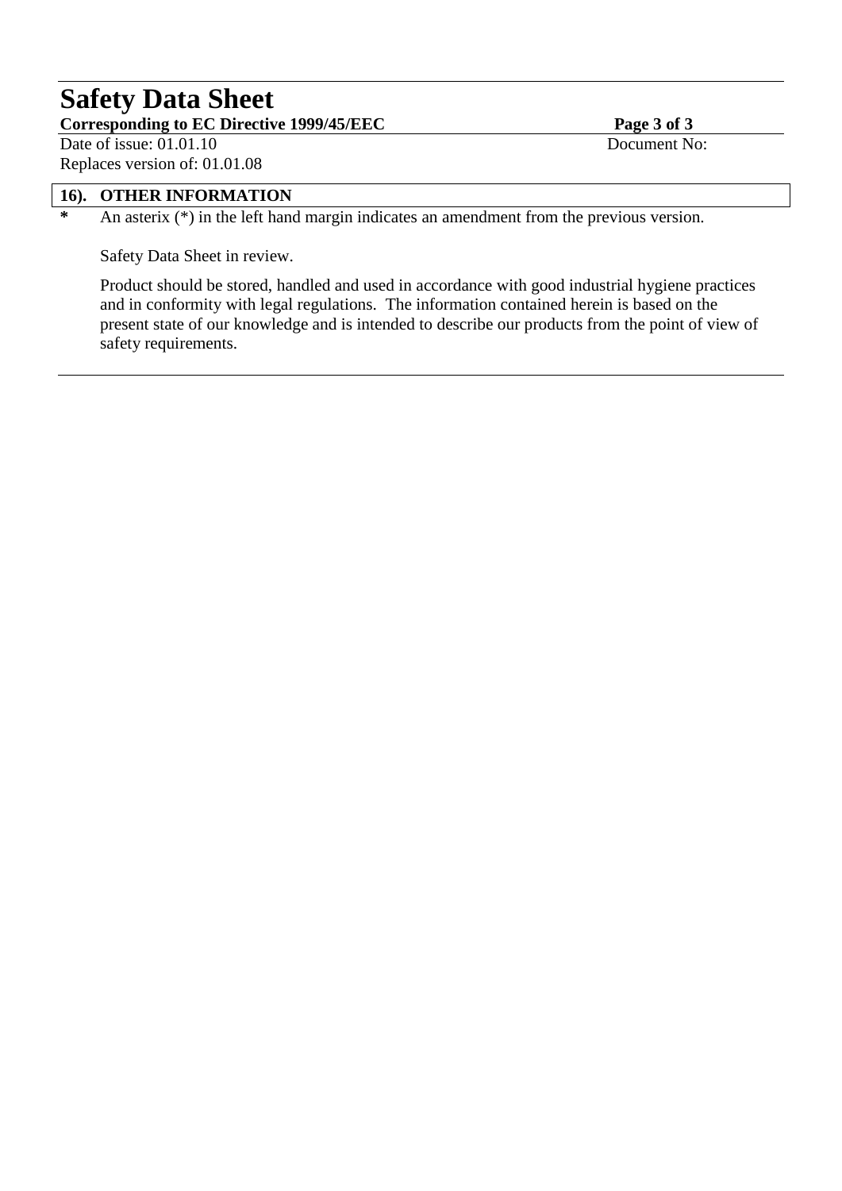# Safety Data Sheet

**Corresponding to EC Directive 1999/45/EEC**

Date of issue: 01.01.10

Document No:

Replaces version of: 01.01.08

## 16). OTHER INFORMATION

* An asterix (*) in the left hand margin indicates an amendment from the previous version.

Safety Data Sheet in review.

Product should be stored, handled and used in accordance with good industrial hygiene practices and in conformity with legal regulations. The information contained herein is based on the present state of our knowledge and is intended to describe our products from the point of view of safety requirements.